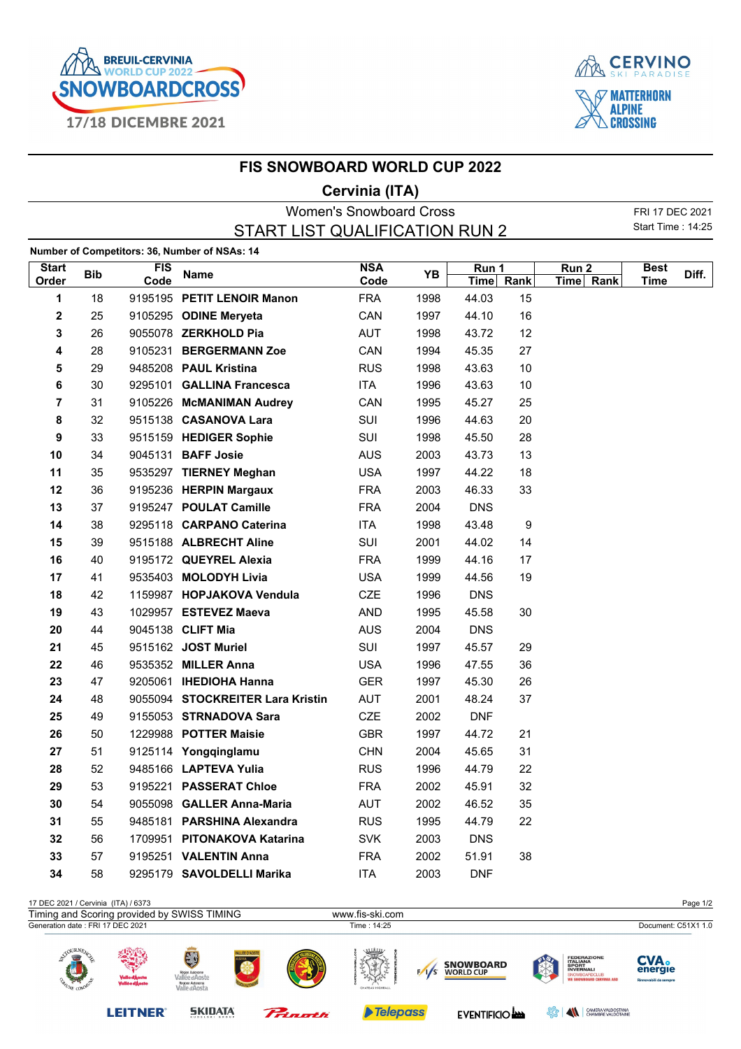# FIS SNOWBOARD WORLD CUP 2022

## Cervinia (ITA)

Women's Snowboard Cross

START LIST QUALIFICATION RUN 2

FRI 17 DEC 2021

Start Time : 14:25

**Number of Competitors: 36, Number of NSAs: 14**

| Start Order | Bib | FIS Code | Name | NSA Code | YB | Run 1 Time | Run 1 Rank | Run 2 Time | Run 2 Rank | Best Time | Diff. |
|---|---|---|---|---|---|---|---|---|---|---|---|
| 1 | 18 | 9195195 | **PETIT LENOIR Manon** | FRA | 1998 | 44.03 | 15 | | | | |
| 2 | 25 | 9105295 | **ODINE Meryeta** | CAN | 1997 | 44.10 | 16 | | | | |
| 3 | 26 | 9055078 | **ZERKHOLD Pia** | AUT | 1998 | 43.72 | 12 | | | | |
| 4 | 28 | 9105231 | **BERGERMANN Zoe** | CAN | 1994 | 45.35 | 27 | | | | |
| 5 | 29 | 9485208 | **PAUL Kristina** | RUS | 1998 | 43.63 | 10 | | | | |
| 6 | 30 | 9295101 | **GALLINA Francesca** | ITA | 1996 | 43.63 | 10 | | | | |
| 7 | 31 | 9105226 | **McMANIMAN Audrey** | CAN | 1995 | 45.27 | 25 | | | | |
| 8 | 32 | 9515138 | **CASANOVA Lara** | SUI | 1996 | 44.63 | 20 | | | | |
| 9 | 33 | 9515159 | **HEDIGER Sophie** | SUI | 1998 | 45.50 | 28 | | | | |
| 10 | 34 | 9045131 | **BAFF Josie** | AUS | 2003 | 43.73 | 13 | | | | |
| 11 | 35 | 9535297 | **TIERNEY Meghan** | USA | 1997 | 44.22 | 18 | | | | |
| 12 | 36 | 9195236 | **HERPIN Margaux** | FRA | 2003 | 46.33 | 33 | | | | |
| 13 | 37 | 9195247 | **POULAT Camille** | FRA | 2004 | DNS | | | | | |
| 14 | 38 | 9295118 | **CARPANO Caterina** | ITA | 1998 | 43.48 | 9 | | | | |
| 15 | 39 | 9515188 | **ALBRECHT Aline** | SUI | 2001 | 44.02 | 14 | | | | |
| 16 | 40 | 9195172 | **QUEYREL Alexia** | FRA | 1999 | 44.16 | 17 | | | | |
| 17 | 41 | 9535403 | **MOLODYH Livia** | USA | 1999 | 44.56 | 19 | | | | |
| 18 | 42 | 1159987 | **HOPJAKOVA Vendula** | CZE | 1996 | DNS | | | | | |
| 19 | 43 | 1029957 | **ESTEVEZ Maeva** | AND | 1995 | 45.58 | 30 | | | | |
| 20 | 44 | 9045138 | **CLIFT Mia** | AUS | 2004 | DNS | | | | | |
| 21 | 45 | 9515162 | **JOST Muriel** | SUI | 1997 | 45.57 | 29 | | | | |
| 22 | 46 | 9535352 | **MILLER Anna** | USA | 1996 | 47.55 | 36 | | | | |
| 23 | 47 | 9205061 | **IHEDIOHA Hanna** | GER | 1997 | 45.30 | 26 | | | | |
| 24 | 48 | 9055094 | **STOCKREITER Lara Kristin** | AUT | 2001 | 48.24 | 37 | | | | |
| 25 | 49 | 9155053 | **STRNADOVA Sara** | CZE | 2002 | DNF | | | | | |
| 26 | 50 | 1229988 | **POTTER Maisie** | GBR | 1997 | 44.72 | 21 | | | | |
| 27 | 51 | 9125114 | **Yongqinglamu** | CHN | 2004 | 45.65 | 31 | | | | |
| 28 | 52 | 9485166 | **LAPTEVA Yulia** | RUS | 1996 | 44.79 | 22 | | | | |
| 29 | 53 | 9195221 | **PASSERAT Chloe** | FRA | 2002 | 45.91 | 32 | | | | |
| 30 | 54 | 9055098 | **GALLER Anna-Maria** | AUT | 2002 | 46.52 | 35 | | | | |
| 31 | 55 | 9485181 | **PARSHINA Alexandra** | RUS | 1995 | 44.79 | 22 | | | | |
| 32 | 56 | 1709951 | **PITONAKOVA Katarina** | SVK | 2003 | DNS | | | | | |
| 33 | 57 | 9195251 | **VALENTIN Anna** | FRA | 2002 | 51.91 | 38 | | | | |
| 34 | 58 | 9295179 | **SAVOLDELLI Marika** | ITA | 2003 | DNF | | | | | |

17 DEC 2021 / Cervinia (ITA) / 6373

Timing and Scoring provided by SWISS TIMING — www.fis-ski.com

Generation date : FRI 17 DEC 2021 — Time : 14:25 — Document: C51X1 1.0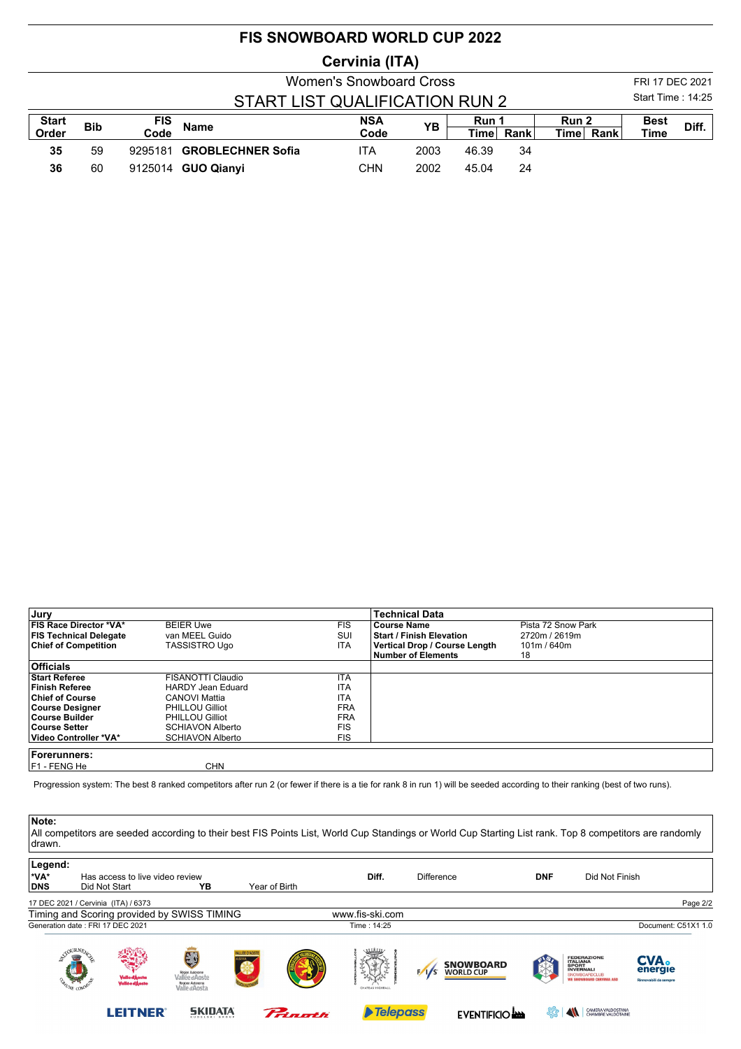# FIS SNOWBOARD WORLD CUP 2022

## Cervinia (ITA)

### Women's Snowboard Cross

FRI 17 DEC 2021

### START LIST QUALIFICATION RUN 2

Start Time : 14:25

| Start Order | Bib | FIS Code | Name | NSA Code | YB | Run 1 Time | Run 1 Rank | Run 2 Time | Run 2 Rank | Best Time | Diff. |
|---|---|---|---|---|---|---|---|---|---|---|---|
| **35** | 59 | 9295181 | **GROBLECHNER Sofia** | ITA | 2003 | 46.39 | 34 | | | | |
| **36** | 60 | 9125014 | **GUO Qianyi** | CHN | 2002 | 45.04 | 24 | | | | |

| Jury | | |
|---|---|---|
| **FIS Race Director \*VA\*** | BEIER Uwe | FIS |
| **FIS Technical Delegate** | van MEEL Guido | SUI |
| **Chief of Competition** | TASSISTRO Ugo | ITA |

| Officials | | |
|---|---|---|
| **Start Referee** | FISANOTTI Claudio | ITA |
| **Finish Referee** | HARDY Jean Eduard | ITA |
| **Chief of Course** | CANOVI Mattia | ITA |
| **Course Designer** | PHILLOU Gilliot | FRA |
| **Course Builder** | PHILLOU Gilliot | FRA |
| **Course Setter** | SCHIAVON Alberto | FIS |
| **Video Controller \*VA\*** | SCHIAVON Alberto | FIS |

| Technical Data | |
|---|---|
| **Course Name** | Pista 72 Snow Park |
| **Start / Finish Elevation** | 2720m / 2619m |
| **Vertical Drop / Course Length** | 101m / 640m |
| **Number of Elements** | 18 |

**Forerunners:**

F1 - FENG He CHN

Progression system: The best 8 ranked competitors after run 2 (or fewer if there is a tie for rank 8 in run 1) will be seeded according to their ranking (best of two runs).

**Note:**

All competitors are seeded according to their best FIS Points List, World Cup Standings or World Cup Starting List rank. Top 8 competitors are randomly drawn.

**Legend:**

| | | | |
|---|---|---|---|
| **\*VA\*** | Has access to live video review | **Diff.** | Difference |
| **DNS** | Did Not Start | **DNF** | Did Not Finish |
| **YB** | Year of Birth | | |

17 DEC 2021 / Cervinia (ITA) / 6373

Timing and Scoring provided by SWISS TIMING — www.fis-ski.com

Generation date : FRI 17 DEC 2021 — Time : 14:25 — Document: C51X1 1.0